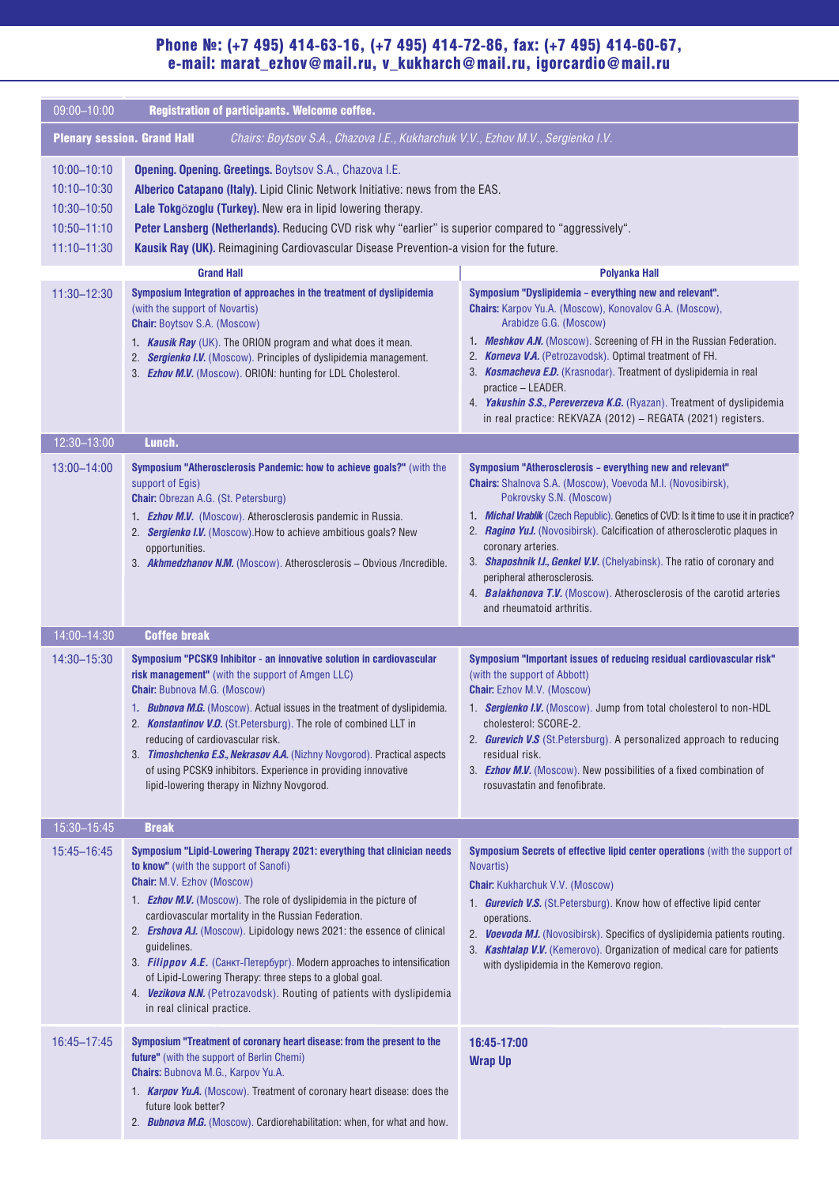**Phone №: (+7 495) 414-63-16, (+7 495) 414-72-86, fax: (+7 495) 414-60-67, e-mail: marat_ezhov@mail.ru, v_kukharch@mail.ru, igorcardio@mail.ru**

| | | |
|---|---|---|
| 09:00–10:00 | **Registration of participants. Welcome coffee.** | |
| **Plenary session. Grand Hall** | *Chairs: Boytsov S.A., Chazova I.E., Kukharchuk V.V., Ezhov M.V., Sergienko I.V.* | |
| 10:00–10:10 | **Opening. Opening. Greetings.** Boytsov S.A., Chazova I.E. | |
| 10:10–10:30 | **Alberico Catapano (Italy).** Lipid Clinic Network Initiative: news from the EAS. | |
| 10:30–10:50 | **Lale Tokgözoglu (Turkey).** New era in lipid lowering therapy. | |
| 10:50–11:10 | **Peter Lansberg (Netherlands).** Reducing CVD risk why "earlier" is superior compared to "aggressively". | |
| 11:10–11:30 | **Kausik Ray (UK).** Reimagining Cardiovascular Disease Prevention-a vision for the future. | |
| | **Grand Hall** | **Polyanka Hall** |
| 11:30–12:30 | **Symposium Integration of approaches in the treatment of dyslipidemia** (with the support of Novartis)<br>**Chair:** Boytsov S.A. (Moscow)<br>1. ***Kausik Ray*** (UK). The ORION program and what does it mean.<br>2. ***Sergienko I.V.*** (Moscow). Principles of dyslipidemia management.<br>3. ***Ezhov M.V.*** (Moscow). ORION: hunting for LDL Cholesterol. | **Symposium "Dyslipidemia – everything new and relevant".**<br>**Chairs:** Karpov Yu.A. (Moscow), Konovalov G.A. (Moscow), Arabidze G.G. (Moscow)<br>1. ***Meshkov A.N.*** (Moscow). Screening of FH in the Russian Federation.<br>2. ***Korneva V.A.*** (Petrozavodsk). Optimal treatment of FH.<br>3. ***Kosmacheva E.D.*** (Krasnodar). Treatment of dyslipidemia in real practice – LEADER.<br>4. ***Yakushin S.S., Pereverzeva K.G.*** (Ryazan). Treatment of dyslipidemia in real practice: REKVAZA (2012) – REGATA (2021) registers. |
| 12:30–13:00 | **Lunch.** | |
| 13:00–14:00 | **Symposium "Atherosclerosis Pandemic: how to achieve goals?"** (with the support of Egis)<br>**Chair:** Obrezan A.G. (St. Petersburg)<br>1. ***Ezhov M.V.*** (Moscow). Atherosclerosis pandemic in Russia.<br>2. ***Sergienko I.V.*** (Moscow).How to achieve ambitious goals? New opportunities.<br>3. ***Akhmedzhanov N.M.*** (Moscow). Atherosclerosis – Obvious /Incredible. | **Symposium "Atherosclerosis – everything new and relevant"**<br>**Chairs:** Shalnova S.A. (Moscow), Voevoda M.I. (Novosibirsk), Pokrovsky S.N. (Moscow)<br>1. ***Michal Vrablik*** (Czech Republic). Genetics of CVD: Is it time to use it in practice?<br>2. ***Ragino Yu.I.*** (Novosibirsk). Calcification of atherosclerotic plaques in coronary arteries.<br>3. ***Shaposhnik I.I., Genkel V.V.*** (Chelyabinsk). The ratio of coronary and peripheral atherosclerosis.<br>4. ***Balakhonova T.V.*** (Moscow). Atherosclerosis of the carotid arteries and rheumatoid arthritis. |
| 14:00–14:30 | **Coffee break** | |
| 14:30–15:30 | **Symposium "PCSK9 Inhibitor - an innovative solution in cardiovascular risk management"** (with the support of Amgen LLC)<br>**Chair:** Bubnova M.G. (Moscow)<br>1. ***Bubnova M.G.*** (Moscow). Actual issues in the treatment of dyslipidemia.<br>2. ***Konstantinov V.O.*** (St.Petersburg). The role of combined LLT in reducing of cardiovascular risk.<br>3. ***Timoshchenko E.S., Nekrasov A.A.*** (Nizhny Novgorod). Practical aspects of using PCSK9 inhibitors. Experience in providing innovative lipid-lowering therapy in Nizhny Novgorod. | **Symposium "Important issues of reducing residual cardiovascular risk"** (with the support of Abbott)<br>**Chair:** Ezhov M.V. (Moscow)<br>1. ***Sergienko I.V.*** (Moscow). Jump from total cholesterol to non-HDL cholesterol: SCORE-2.<br>2. ***Gurevich V.S*** (St.Petersburg). A personalized approach to reducing residual risk.<br>3. ***Ezhov M.V.*** (Moscow). New possibilities of a fixed combination of rosuvastatin and fenofibrate. |
| 15:30–15:45 | **Break** | |
| 15:45–16:45 | **Symposium "Lipid-Lowering Therapy 2021: everything that clinician needs to know"** (with the support of Sanofi)<br>**Chair:** M.V. Ezhov (Moscow)<br>1. ***Ezhov M.V.*** (Moscow). The role of dyslipidemia in the picture of cardiovascular mortality in the Russian Federation.<br>2. ***Ershova A.I.*** (Moscow). Lipidology news 2021: the essence of clinical guidelines.<br>3. ***Filippov A.E.*** (Санкт-Петербург). Modern approaches to intensification of Lipid-Lowering Therapy: three steps to a global goal.<br>4. ***Vezikova N.N.*** (Petrozavodsk). Routing of patients with dyslipidemia in real clinical practice. | **Symposium Secrets of effective lipid center operations** (with the support of Novartis)<br>**Chair:** Kukharchuk V.V. (Moscow)<br>1. ***Gurevich V.S.*** (St.Petersburg). Know how of effective lipid center operations.<br>2. ***Voevoda M.I.*** (Novosibirsk). Specifics of dyslipidemia patients routing.<br>3. ***Kashtalap V.V.*** (Kemerovo). Organization of medical care for patients with dyslipidemia in the Kemerovo region. |
| 16:45–17:45 | **Symposium "Treatment of coronary heart disease: from the present to the future"** (with the support of Berlin Chemi)<br>**Chairs:** Bubnova M.G., Karpov Yu.A.<br>1. ***Karpov Yu.A.*** (Moscow). Treatment of coronary heart disease: does the future look better?<br>2. ***Bubnova M.G.*** (Moscow). Cardiorehabilitation: when, for what and how. | **16:45-17:00**<br>**Wrap Up** |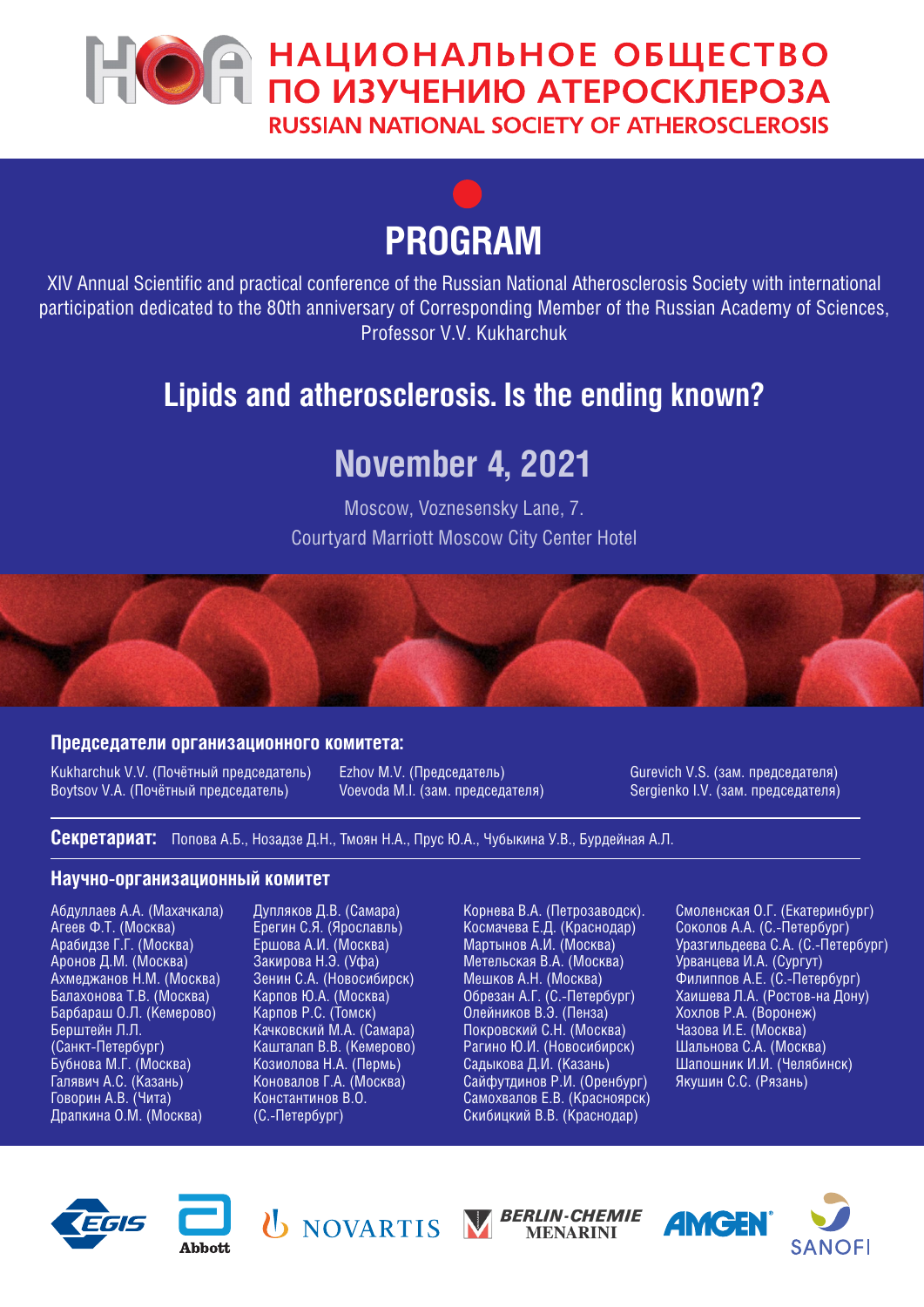# НАЦИОНАЛЬНОЕ ОБЩЕСТВО ПО ИЗУЧЕНИЮ АТЕРОСКЛЕРОЗА

RUSSIAN NATIONAL SOCIETY OF ATHEROSCLEROSIS

# PROGRAM

XIV Annual Scientific and practical conference of the Russian National Atherosclerosis Society with international participation dedicated to the 80th anniversary of Corresponding Member of the Russian Academy of Sciences, Professor V.V. Kukharchuk

## Lipids and atherosclerosis. Is the ending known?

## November 4, 2021

Moscow, Voznesensky Lane, 7.
Courtyard Marriott Moscow City Center Hotel

**Председатели организационного комитета:**

Kukharchuk V.V. (Почётный председатель)
Boytsov V.A. (Почётный председатель)
Ezhov M.V. (Председатель)
Voevoda M.I. (зам. председателя)
Gurevich V.S. (зам. председателя)
Sergienko I.V. (зам. председателя)

**Секретариат:** Попова А.Б., Нозадзе Д.Н., Тмоян Н.А., Прус Ю.А., Чубыкина У.В., Бурдейная А.Л.

**Научно-организационный комитет**

Абдуллаев А.А. (Махачкала)
Агеев Ф.Т. (Москва)
Арабидзе Г.Г. (Москва)
Аронов Д.М. (Москва)
Ахмеджанов Н.М. (Москва)
Балахонова Т.В. (Москва)
Барбараш О.Л. (Кемерово)
Берштейн Л.Л. (Санкт-Петербург)
Бубнова М.Г. (Москва)
Галявич А.С. (Казань)
Говорин А.В. (Чита)
Драпкина О.М. (Москва)
Дупляков Д.В. (Самара)
Ерегин С.Я. (Ярославль)
Ершова А.И. (Москва)
Закирова Н.Э. (Уфа)
Зенин С.А. (Новосибирск)
Карпов Ю.А. (Москва)
Карпов Р.С. (Томск)
Качковский М.А. (Самара)
Каштапап В.В. (Кемерово)
Козиолова Н.А. (Пермь)
Коновалов Г.А. (Москва)
Константинов В.О. (С.-Петербург)
Корнева В.А. (Петрозаводск).
Космачева Е.Д. (Краснодар)
Мартынов А.И. (Москва)
Метельская В.А. (Москва)
Мешков А.Н. (Москва)
Обрезан А.Г. (С.-Петербург)
Олейников В.Э. (Пенза)
Покровский С.Н. (Москва)
Рагино Ю.И. (Новосибирск)
Садыкова Д.И. (Казань)
Сайфутдинов Р.И. (Оренбург)
Самохвалов Е.В. (Красноярск)
Скибицкий В.В. (Краснодар)
Смоленская О.Г. (Екатеринбург)
Соколов А.А. (С.-Петербург)
Уразгильдеева С.А. (С.-Петербург)
Урванцева И.А. (Сургут)
Филиппов А.Е. (С.-Петербург)
Хаишева Л.А. (Ростов-на Дону)
Хохлов Р.А. (Воронеж)
Чазова И.Е. (Москва)
Шальнова С.А. (Москва)
Шапошник И.И. (Челябинск)
Якушин С.С. (Рязань)

EGIS · Abbott · NOVARTIS · BERLIN-CHEMIE MENARINI · AMGEN · SANOFI